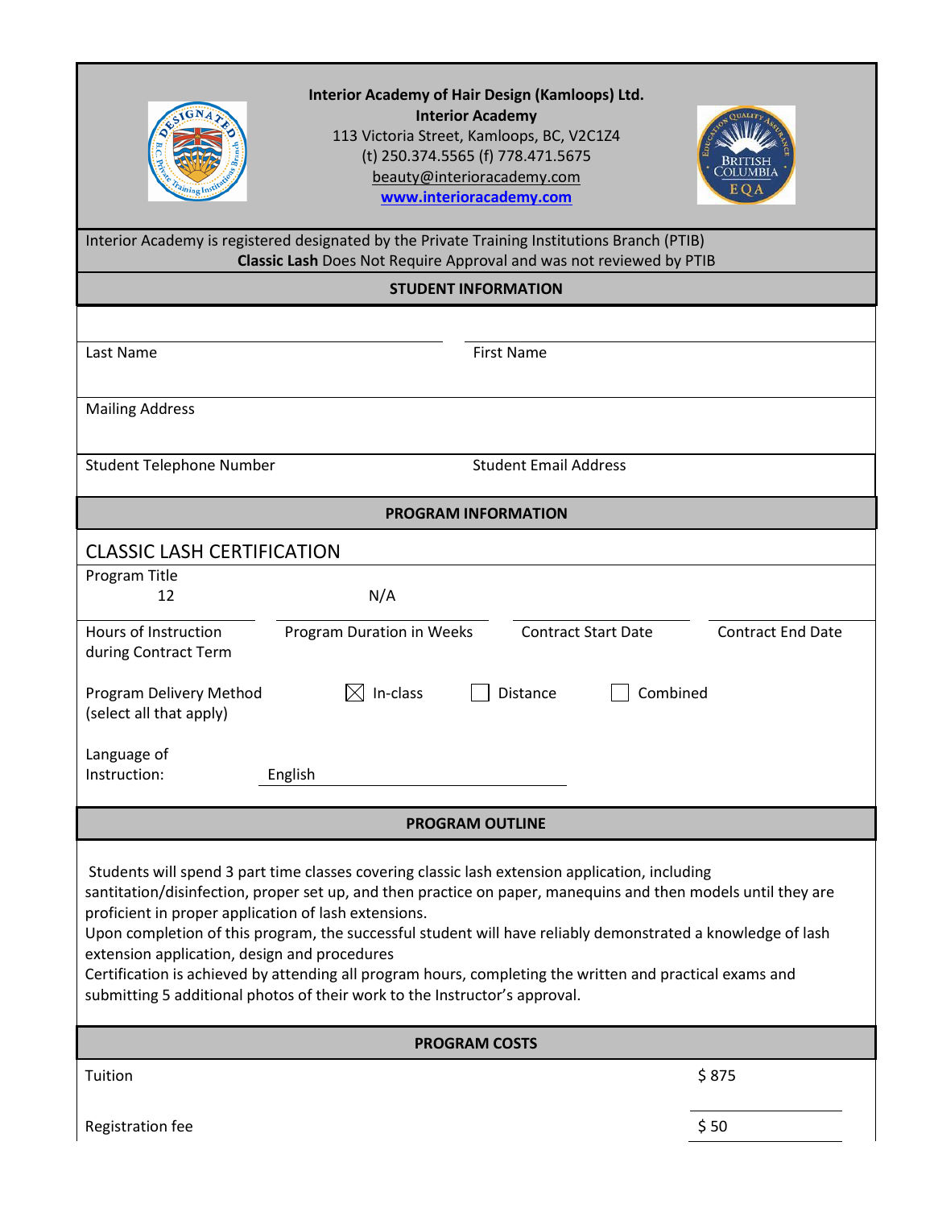**Interior Academy of Hair Design (Kamloops) Ltd.**
**Interior Academy**
113 Victoria Street, Kamloops, BC, V2C1Z4
(t) 250.374.5565 (f) 778.471.5675
beauty@interioracademy.com
**www.interioracademy.com**

Interior Academy is registered designated by the Private Training Institutions Branch (PTIB)
**Classic Lash** Does Not Require Approval and was not reviewed by PTIB

## STUDENT INFORMATION

| Last Name | First Name |
|---|---|
| Mailing Address | |
| Student Telephone Number | Student Email Address |

## PROGRAM INFORMATION

CLASSIC LASH CERTIFICATION
Program Title

| 12 | N/A | | |
|---|---|---|---|
| Hours of Instruction during Contract Term | Program Duration in Weeks | Contract Start Date | Contract End Date |

Program Delivery Method (select all that apply): ☒ In-class ☐ Distance ☐ Combined

Language of Instruction: English

## PROGRAM OUTLINE

Students will spend 3 part time classes covering classic lash extension application, including santitation/disinfection, proper set up, and then practice on paper, manequins and then models until they are proficient in proper application of lash extensions.
Upon completion of this program, the successful student will have reliably demonstrated a knowledge of lash extension application, design and procedures
Certification is achieved by attending all program hours, completing the written and practical exams and submitting 5 additional photos of their work to the Instructor's approval.

## PROGRAM COSTS

| | |
|---|---|
| Tuition | $ 875 |
| Registration fee | $ 50 |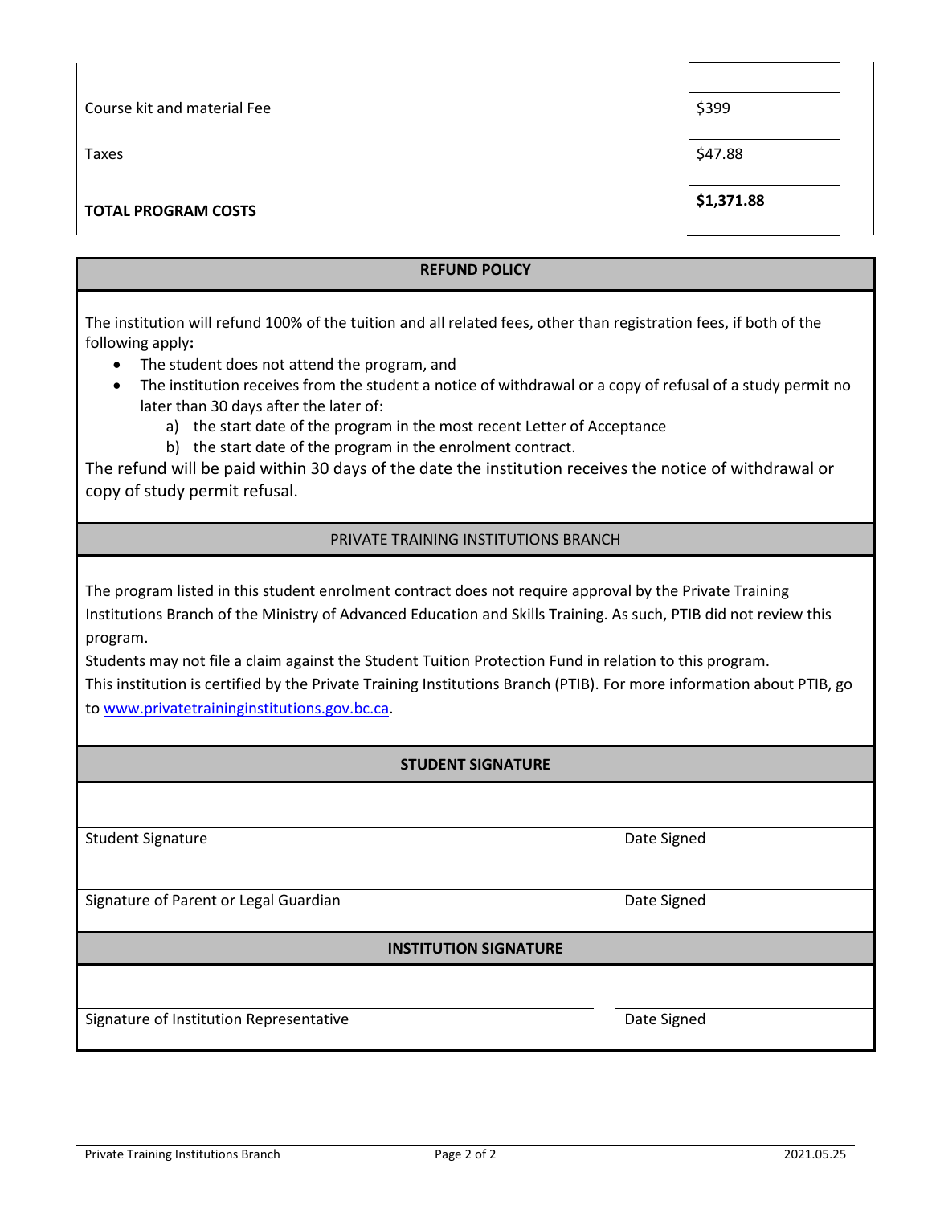| | |
|---|---|
| Course kit and material Fee | $399 |
| Taxes | $47.88 |
| **TOTAL PROGRAM COSTS** | **$1,371.88** |

## REFUND POLICY

The institution will refund 100% of the tuition and all related fees, other than registration fees, if both of the following apply**:**

- The student does not attend the program, and
- The institution receives from the student a notice of withdrawal or a copy of refusal of a study permit no later than 30 days after the later of:
  - a) the start date of the program in the most recent Letter of Acceptance
  - b) the start date of the program in the enrolment contract.

The refund will be paid within 30 days of the date the institution receives the notice of withdrawal or copy of study permit refusal.

## PRIVATE TRAINING INSTITUTIONS BRANCH

The program listed in this student enrolment contract does not require approval by the Private Training Institutions Branch of the Ministry of Advanced Education and Skills Training. As such, PTIB did not review this program.

Students may not file a claim against the Student Tuition Protection Fund in relation to this program.

This institution is certified by the Private Training Institutions Branch (PTIB). For more information about PTIB, go to www.privatetraininginstitutions.gov.bc.ca.

## STUDENT SIGNATURE

Student Signature Date Signed

Signature of Parent or Legal Guardian Date Signed

## INSTITUTION SIGNATURE

Signature of Institution Representative Date Signed